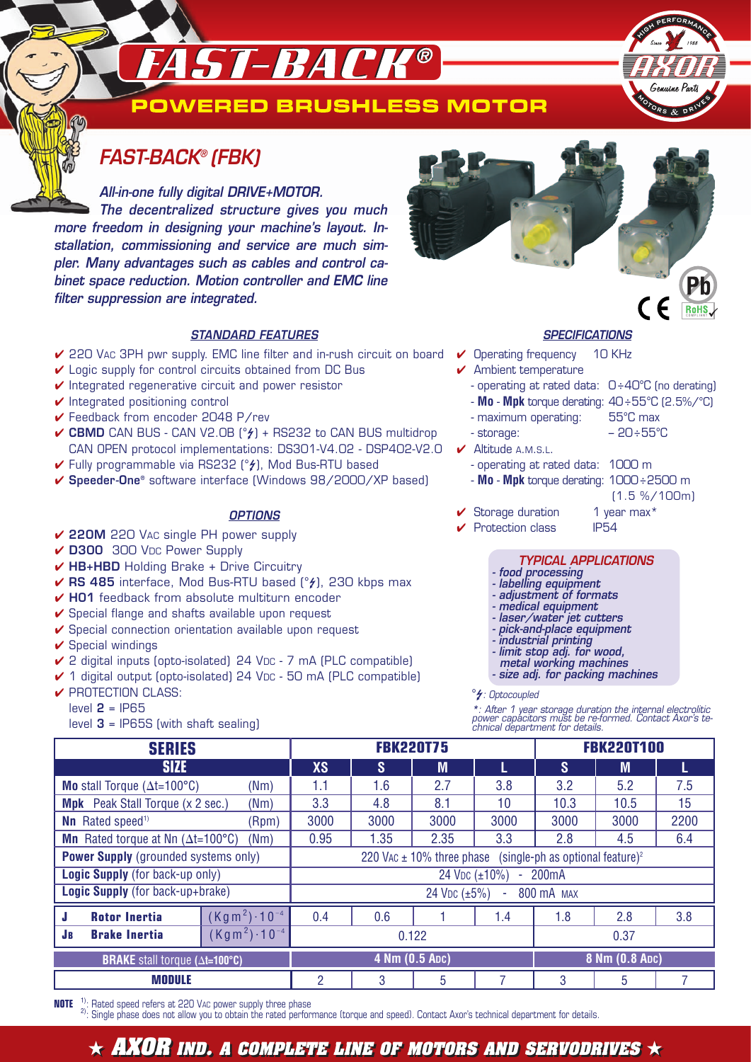# FAST-BACK®

## POWERED BRUSHLESS MOTOR

## FAST-BACK® (FBK)

***All-in-one fully digital DRIVE+MOTOR.***

***The decentralized structure gives you much more freedom in designing your machine's layout. Installation, commissioning and service are much simpler. Many advantages such as cables and control cabinet space reduction. Motion controller and EMC line filter suppression are integrated.***

### STANDARD FEATURES

- ✔ 220 VAC 3PH pwr supply. EMC line filter and in-rush circuit on board
- ✔ Logic supply for control circuits obtained from DC Bus
- ✔ Integrated regenerative circuit and power resistor
- ✔ Integrated positioning control
- ✔ Feedback from encoder 2048 P/rev
- ✔ **CBMD** CAN BUS - CAN V2.0B (°⚡) + RS232 to CAN BUS multidrop CAN OPEN protocol implementations: DS301-V4.02 - DSP402-V2.0
- ✔ Fully programmable via RS232 (°⚡), Mod Bus-RTU based
- ✔ **Speeder-One®** software interface (Windows 98/2000/XP based)

### OPTIONS

- ✔ **220M** 220 VAC single PH power supply
- ✔ **D300** 300 VDC Power Supply
- ✔ **HB+HBD** Holding Brake + Drive Circuitry
- ✔ **RS 485** interface, Mod Bus-RTU based (°⚡), 230 kbps max
- ✔ **H01** feedback from absolute multiturn encoder
- ✔ Special flange and shafts available upon request
- ✔ Special connection orientation available upon request
- ✔ Special windings
- ✔ 2 digital inputs (opto-isolated) 24 VDC - 7 mA (PLC compatible)
- ✔ 1 digital output (opto-isolated) 24 VDC - 50 mA (PLC compatible)
- ✔ PROTECTION CLASS:
  - level **2** = IP65
  - level **3** = IP65S (with shaft sealing)

### SPECIFICATIONS

- ✔ Operating frequency 10 KHz
- ✔ Ambient temperature
  - operating at rated data: 0÷40°C (no derating)
  - **Mo** - **Mpk** torque derating: 40÷55°C (2.5%/°C)
  - maximum operating: 55°C max
  - storage: – 20÷55°C
- ✔ Altitude A.M.S.L.
  - operating at rated data: 1000 m
  - **Mo** - **Mpk** torque derating: 1000÷2500 m (1.5 %/100m)
- ✔ Storage duration 1 year max*
- ✔ Protection class IP54

### TYPICAL APPLICATIONS

- *food processing*
- *labelling equipment*
- *adjustment of formats*
- *medical equipment*
- *laser/water jet cutters*
- *pick-and-place equipment*
- *industrial printing*
- *limit stop adj. for wood, metal working machines*
- *size adj. for packing machines*

*°⚡: Optocoupled*

*\*: After 1 year storage duration the internal electrolitic power capacitors must be re-formed. Contact Axor's technical department for details.*

| SERIES | | FBK220T75 | | | | FBK220T100 | | |
|---|---|---|---|---|---|---|---|---|
| **SIZE** | | **XS** | **S** | **M** | **L** | **S** | **M** | **L** |
| **Mo** stall Torque (Δt=100°C) | (Nm) | 1.1 | 1.6 | 2.7 | 3.8 | 3.2 | 5.2 | 7.5 |
| **Mpk** Peak Stall Torque (x 2 sec.) | (Nm) | 3.3 | 4.8 | 8.1 | 10 | 10.3 | 10.5 | 15 |
| **Nn** Rated speed[1] | (Rpm) | 3000 | 3000 | 3000 | 3000 | 3000 | 3000 | 2200 |
| **Mn** Rated torque at Nn (Δt=100°C) | (Nm) | 0.95 | 1.35 | 2.35 | 3.3 | 2.8 | 4.5 | 6.4 |
| **Power Supply** (grounded systems only) | | 220 VAC ± 10% three phase (single-ph as optional feature)[2] | | | | | | |
| **Logic Supply** (for back-up only) | | 24 VDC (±10%) - 200mA | | | | | | |
| **Logic Supply** (for back-up+brake) | | 24 VDC (±5%) - 800 mA MAX | | | | | | |
| **J** Rotor Inertia | $(Kgm^2)\cdot10^{-4}$ | 0.4 | 0.6 | 1 | 1.4 | 1.8 | 2.8 | 3.8 |
| **$J_B$** Brake Inertia | $(Kgm^2)\cdot10^{-4}$ | 0.122 | | | | 0.37 | | |
| **BRAKE** stall torque (Δt=100°C) | | 4 Nm (0.5 ADC) | | | | 8 Nm (0.8 ADC) | | |
| **MODULE** | | 2 | 3 | 5 | 7 | 3 | 5 | 7 |

**NOTE** [1]: Rated speed refers at 220 VAC power supply three phase
[2]: Single phase does not allow you to obtain the rated performance (torque and speed). Contact Axor's technical department for details.

★ **AXOR IND. A COMPLETE LINE OF MOTORS AND SERVODRIVES** ★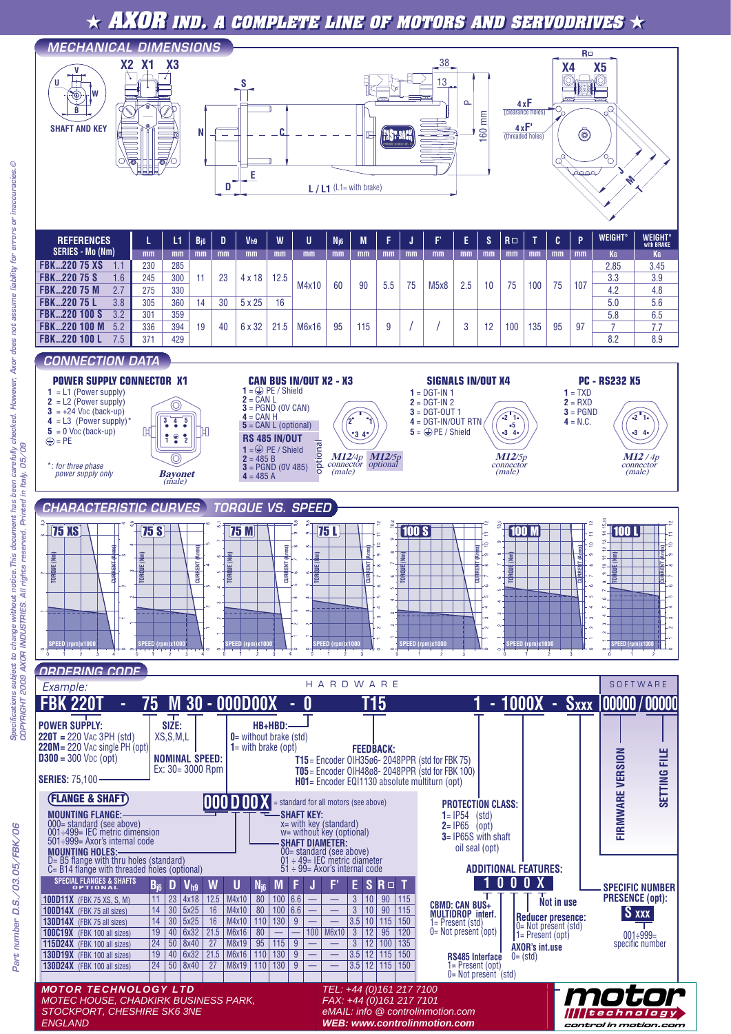# ★ AXOR IND. A COMPLETE LINE OF MOTORS AND SERVODRIVES ★

## MECHANICAL DIMENSIONS

SHAFT AND KEY

V U W B

X2 X1 X3

S N C D E

38 13 P 160 mm

L / L1 (L1= with brake)

R□ X4 X5

4xF (clearance holes)

4xF' (threaded holes)

J M T

| REFERENCES SERIES - Mo (Nm) | | L mm | L1 mm | Bj6 mm | D mm | Vh9 mm | W mm | U mm | Nj6 mm | M mm | F mm | J mm | F' mm | E mm | S mm | R□ mm | T mm | C mm | P mm | WEIGHT° Kg | WEIGHT° with BRAKE Kg |
|---|---|---|---|---|---|---|---|---|---|---|---|---|---|---|---|---|---|---|---|---|---|
| FBK...220 75 XS | 1.1 | 230 | 285 | 11 | 23 | 4 x 18 | 12.5 | M4x10 | 60 | 90 | 5.5 | 75 | M5x8 | 2.5 | 10 | 75 | 100 | 75 | 107 | 2.85 | 3.45 |
| FBK...220 75 S | 1.6 | 245 | 300 | 11 | 23 | 4 x 18 | 12.5 | M4x10 | 60 | 90 | 5.5 | 75 | M5x8 | 2.5 | 10 | 75 | 100 | 75 | 107 | 3.3 | 3.9 |
| FBK...220 75 M | 2.7 | 275 | 330 | 11 | 23 | 4 x 18 | 12.5 | M4x10 | 60 | 90 | 5.5 | 75 | M5x8 | 2.5 | 10 | 75 | 100 | 75 | 107 | 4.2 | 4.8 |
| FBK...220 75 L | 3.8 | 305 | 360 | 14 | 30 | 5 x 25 | 16 | M4x10 | 60 | 90 | 5.5 | 75 | M5x8 | 2.5 | 10 | 75 | 100 | 75 | 107 | 5.0 | 5.6 |
| FBK...220 100 S | 3.2 | 301 | 359 | 19 | 40 | 6 x 32 | 21.5 | M6x16 | 95 | 115 | 9 | / | / | 3 | 12 | 100 | 135 | 95 | 97 | 5.8 | 6.5 |
| FBK...220 100 M | 5.2 | 336 | 394 | 19 | 40 | 6 x 32 | 21.5 | M6x16 | 95 | 115 | 9 | / | / | 3 | 12 | 100 | 135 | 95 | 97 | 7 | 7.7 |
| FBK...220 100 L | 7.5 | 371 | 429 | 19 | 40 | 6 x 32 | 21.5 | M6x16 | 95 | 115 | 9 | / | / | 3 | 12 | 100 | 135 | 95 | 97 | 8.2 | 8.9 |

## CONNECTION DATA

### POWER SUPPLY CONNECTOR X1

1 = L1 (Power supply)
2 = L2 (Power supply)
3 = +24 Vdc (back-up)
4 = L3 (Power supply)*
5 = 0 Vdc (back-up)
⏚ = PE

*: for three phase power supply only

*Bayonet (male)*

### CAN BUS IN/OUT X2 - X3

1 = ⏚ PE / Shield
2 = CAN L
3 = PGND (0V CAN)
4 = CAN H
5 = CAN L (optional)

### RS 485 IN/OUT (optional)

1 = ⏚ PE / Shield
2 = 485 B
3 = PGND (0V 485)
4 = 485 A

*M12/4p connector (male)* — *M12/5p optional*

### SIGNALS IN/OUT X4

1 = DGT-IN 1
2 = DGT-IN 2
3 = DGT-OUT 1
4 = DGT-IN/OUT RTN
5 = ⏚ PE / Shield

*M12/5p connector (male)*

### PC - RS232 X5

1 = TXD
2 = RXD
3 = PGND
4 = N.C.

*M12 / 4p connector (male)*

## CHARACTERISTIC CURVES TORQUE VS. SPEED

75 XS — 75 S — 75 M — 75 L — 100 S — 100 M — 100 L

TORQUE (Nm) — CURRENT (Arms) — SPEED (rpm)x1000

## ORDERING CODE

Example: HARDWARE — SOFTWARE

**FBK 220T - 75 M 30 - 000D00X - 0 T15 1 - 1000X - Sxxx 00000 / 00000**

**POWER SUPPLY:**
220T = 220 Vac 3PH (std)
220M= 220 Vac single PH (opt)
D300 = 300 Vdc (opt)

**SERIES:** 75,100

**SIZE:** XS,S,M,L

**NOMINAL SPEED:** Ex: 30= 3000 Rpm

**HB+HBD:**
0= without brake (std)
1= with brake (opt)

**FEEDBACK:**
T15= Encoder OIH35ø6- 2048PPR (std for FBK 75)
T05= Encoder OIH48ø8- 2048PPR (std for FBK 100)
H01= Encoder EQI1130 absolute multiturn (opt)

**FLANGE & SHAFT** — **000D00X** = standard for all motors (see above)

**MOUNTING FLANGE:**
000= standard (see above)
001÷499= IEC metric dimension
501÷999= Axor's internal code

**MOUNTING HOLES:**
D= B5 flange with thru holes (standard)
C= B14 flange with threaded holes (optional)

**SHAFT KEY:**
x= with key (standard)
w= without key (optional)

**SHAFT DIAMETER:**
00= standard (see above)
01 ÷ 49= IEC metric diameter
51 ÷ 99= Axor's internal code

**PROTECTION CLASS:**
1= IP54 (std)
2= IP65 (opt)
3= IP65S with shaft oil seal (opt)

**ADDITIONAL FEATURES:** 1 0 0 X

**CBMD: CAN BUS+ MULTIDROP interf.**
1= Present (std)
0= Not present (opt)

**RS485 Interface**
1= Present (opt)
0= Not present (std)

**Not in use**

**Reducer presence:**
0= Not present (std)
1= Present (opt)

**AXOR's int.use**
0= (std)

**SPECIFIC NUMBER PRESENCE (opt):** S xxx — 001÷999= specific number

**FIRMWARE VERSION** — **SETTING FILE**

| SPECIAL FLANGES & SHAFTS OPTIONAL | Bj6 | D | Vh9 | W | U | Nj6 | M | F | J | F' | E | S | R□ | T |
|---|---|---|---|---|---|---|---|---|---|---|---|---|---|---|
| 100D11X (FBK 75 XS, S, M) | 11 | 23 | 4x18 | 12.5 | M4x10 | 80 | 100 | 6.6 | — | — | 3 | 10 | 90 | 115 |
| 100D14X (FBK 75 all sizes) | 14 | 30 | 5x25 | 16 | M4x10 | 80 | 100 | 6.6 | — | — | 3 | 10 | 90 | 115 |
| 130D14X (FBK 75 all sizes) | 14 | 30 | 5x25 | 16 | M4x10 | 110 | 130 | 9 | — | — | 3.5 | 10 | 115 | 150 |
| 100C19X (FBK 100 all sizes) | 19 | 40 | 6x32 | 21.5 | M6x16 | 80 | — | — | 100 | M6x10 | 3 | 12 | 95 | 120 |
| 115D24X (FBK 100 all sizes) | 24 | 50 | 8x40 | 27 | M8x19 | 95 | 115 | 9 | — | — | 3 | 12 | 100 | 135 |
| 130D19X (FBK 100 all sizes) | 19 | 40 | 6x32 | 21.5 | M6x16 | 110 | 130 | 9 | — | — | 3.5 | 12 | 115 | 150 |
| 130D24X (FBK 100 all sizes) | 24 | 50 | 8x40 | 27 | M8x19 | 110 | 130 | 9 | — | — | 3.5 | 12 | 115 | 150 |

Specifications subject to change without notice. This document has been carefully checked. However, Axor does not assume liability for errors or inaccuracies.©
COPYRIGHT 2009 AXOR INDUSTRIES. All rights reserved. Printed in Italy. 05/09

Part number D.S./03.05/FBK/06

**MOTOR TECHNOLOGY LTD**
MOTEC HOUSE, CHADKIRK BUSINESS PARK,
STOCKPORT, CHESHIRE SK6 3NE
ENGLAND

TEL: +44 (0)161 217 7100
FAX: +44 (0)161 217 7101
eMAIL: info @ controlinmotion.com
WEB: www.controlinmotion.com

motor technology — control in motion.com